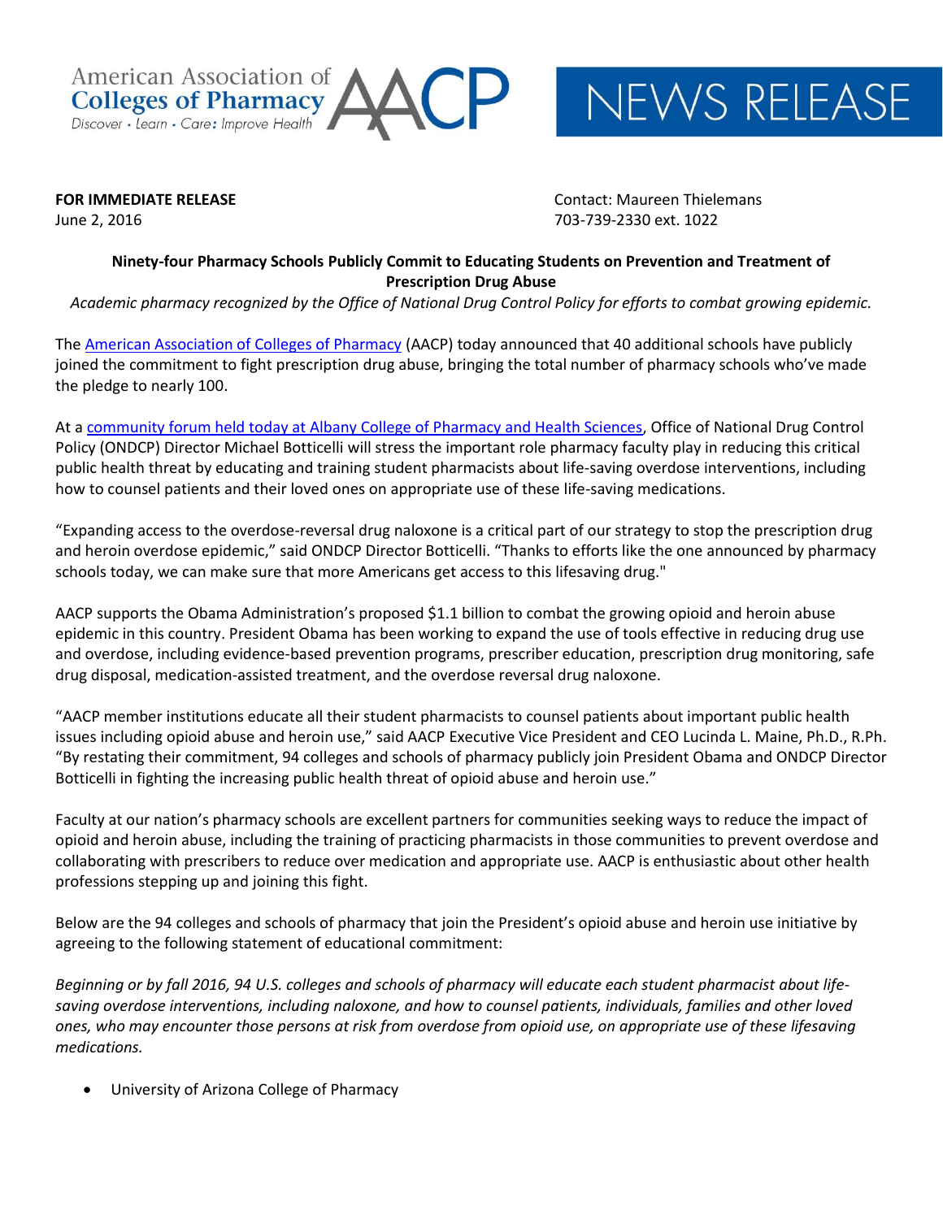American Association of Colleges of Pharmacy
Discover • Learn • Care: Improve Health

# NEWS RELEASE

**FOR IMMEDIATE RELEASE**
June 2, 2016

Contact: Maureen Thielemans
703-739-2330 ext. 1022

**Ninety-four Pharmacy Schools Publicly Commit to Educating Students on Prevention and Treatment of Prescription Drug Abuse**

*Academic pharmacy recognized by the Office of National Drug Control Policy for efforts to combat growing epidemic.*

The American Association of Colleges of Pharmacy (AACP) today announced that 40 additional schools have publicly joined the commitment to fight prescription drug abuse, bringing the total number of pharmacy schools who've made the pledge to nearly 100.

At a community forum held today at Albany College of Pharmacy and Health Sciences, Office of National Drug Control Policy (ONDCP) Director Michael Botticelli will stress the important role pharmacy faculty play in reducing this critical public health threat by educating and training student pharmacists about life-saving overdose interventions, including how to counsel patients and their loved ones on appropriate use of these life-saving medications.

"Expanding access to the overdose-reversal drug naloxone is a critical part of our strategy to stop the prescription drug and heroin overdose epidemic," said ONDCP Director Botticelli. "Thanks to efforts like the one announced by pharmacy schools today, we can make sure that more Americans get access to this lifesaving drug."

AACP supports the Obama Administration's proposed $1.1 billion to combat the growing opioid and heroin abuse epidemic in this country. President Obama has been working to expand the use of tools effective in reducing drug use and overdose, including evidence-based prevention programs, prescriber education, prescription drug monitoring, safe drug disposal, medication-assisted treatment, and the overdose reversal drug naloxone.

"AACP member institutions educate all their student pharmacists to counsel patients about important public health issues including opioid abuse and heroin use," said AACP Executive Vice President and CEO Lucinda L. Maine, Ph.D., R.Ph. "By restating their commitment, 94 colleges and schools of pharmacy publicly join President Obama and ONDCP Director Botticelli in fighting the increasing public health threat of opioid abuse and heroin use."

Faculty at our nation's pharmacy schools are excellent partners for communities seeking ways to reduce the impact of opioid and heroin abuse, including the training of practicing pharmacists in those communities to prevent overdose and collaborating with prescribers to reduce over medication and appropriate use. AACP is enthusiastic about other health professions stepping up and joining this fight.

Below are the 94 colleges and schools of pharmacy that join the President's opioid abuse and heroin use initiative by agreeing to the following statement of educational commitment:

*Beginning or by fall 2016, 94 U.S. colleges and schools of pharmacy will educate each student pharmacist about life-saving overdose interventions, including naloxone, and how to counsel patients, individuals, families and other loved ones, who may encounter those persons at risk from overdose from opioid use, on appropriate use of these lifesaving medications.*

- University of Arizona College of Pharmacy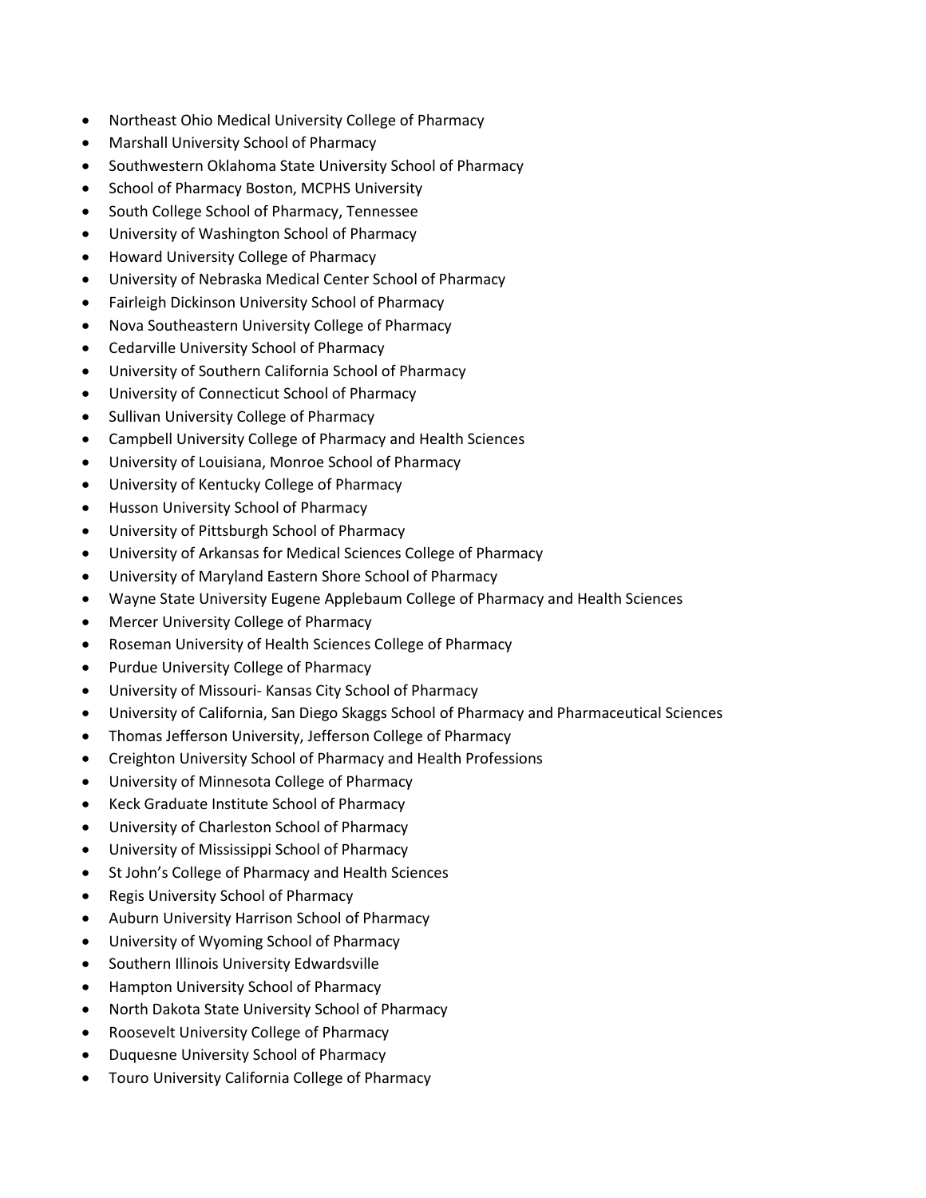- Northeast Ohio Medical University College of Pharmacy
- Marshall University School of Pharmacy
- Southwestern Oklahoma State University School of Pharmacy
- School of Pharmacy Boston, MCPHS University
- South College School of Pharmacy, Tennessee
- University of Washington School of Pharmacy
- Howard University College of Pharmacy
- University of Nebraska Medical Center School of Pharmacy
- Fairleigh Dickinson University School of Pharmacy
- Nova Southeastern University College of Pharmacy
- Cedarville University School of Pharmacy
- University of Southern California School of Pharmacy
- University of Connecticut School of Pharmacy
- Sullivan University College of Pharmacy
- Campbell University College of Pharmacy and Health Sciences
- University of Louisiana, Monroe School of Pharmacy
- University of Kentucky College of Pharmacy
- Husson University School of Pharmacy
- University of Pittsburgh School of Pharmacy
- University of Arkansas for Medical Sciences College of Pharmacy
- University of Maryland Eastern Shore School of Pharmacy
- Wayne State University Eugene Applebaum College of Pharmacy and Health Sciences
- Mercer University College of Pharmacy
- Roseman University of Health Sciences College of Pharmacy
- Purdue University College of Pharmacy
- University of Missouri- Kansas City School of Pharmacy
- University of California, San Diego Skaggs School of Pharmacy and Pharmaceutical Sciences
- Thomas Jefferson University, Jefferson College of Pharmacy
- Creighton University School of Pharmacy and Health Professions
- University of Minnesota College of Pharmacy
- Keck Graduate Institute School of Pharmacy
- University of Charleston School of Pharmacy
- University of Mississippi School of Pharmacy
- St John's College of Pharmacy and Health Sciences
- Regis University School of Pharmacy
- Auburn University Harrison School of Pharmacy
- University of Wyoming School of Pharmacy
- Southern Illinois University Edwardsville
- Hampton University School of Pharmacy
- North Dakota State University School of Pharmacy
- Roosevelt University College of Pharmacy
- Duquesne University School of Pharmacy
- Touro University California College of Pharmacy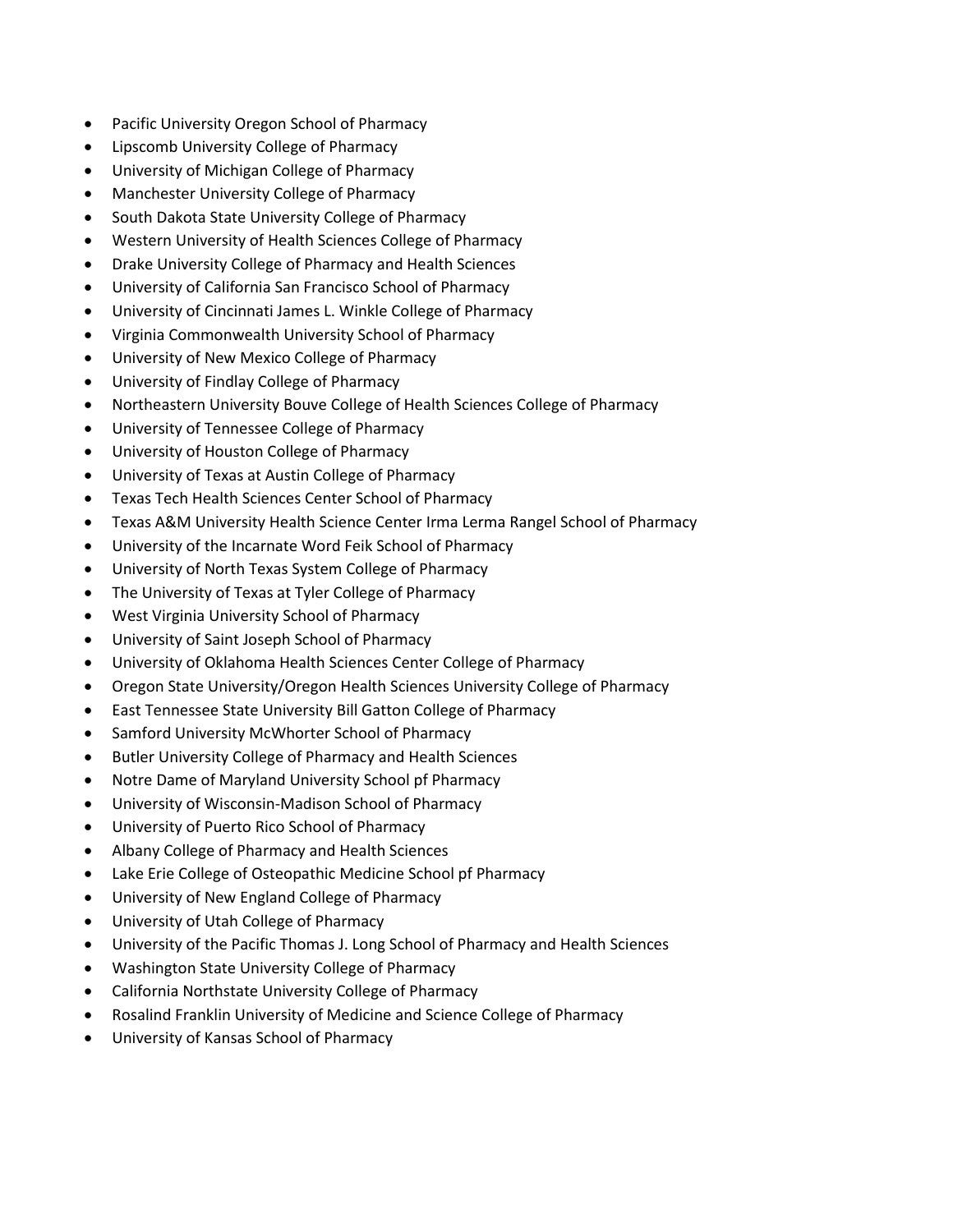- Pacific University Oregon School of Pharmacy
- Lipscomb University College of Pharmacy
- University of Michigan College of Pharmacy
- Manchester University College of Pharmacy
- South Dakota State University College of Pharmacy
- Western University of Health Sciences College of Pharmacy
- Drake University College of Pharmacy and Health Sciences
- University of California San Francisco School of Pharmacy
- University of Cincinnati James L. Winkle College of Pharmacy
- Virginia Commonwealth University School of Pharmacy
- University of New Mexico College of Pharmacy
- University of Findlay College of Pharmacy
- Northeastern University Bouve College of Health Sciences College of Pharmacy
- University of Tennessee College of Pharmacy
- University of Houston College of Pharmacy
- University of Texas at Austin College of Pharmacy
- Texas Tech Health Sciences Center School of Pharmacy
- Texas A&M University Health Science Center Irma Lerma Rangel School of Pharmacy
- University of the Incarnate Word Feik School of Pharmacy
- University of North Texas System College of Pharmacy
- The University of Texas at Tyler College of Pharmacy
- West Virginia University School of Pharmacy
- University of Saint Joseph School of Pharmacy
- University of Oklahoma Health Sciences Center College of Pharmacy
- Oregon State University/Oregon Health Sciences University College of Pharmacy
- East Tennessee State University Bill Gatton College of Pharmacy
- Samford University McWhorter School of Pharmacy
- Butler University College of Pharmacy and Health Sciences
- Notre Dame of Maryland University School pf Pharmacy
- University of Wisconsin-Madison School of Pharmacy
- University of Puerto Rico School of Pharmacy
- Albany College of Pharmacy and Health Sciences
- Lake Erie College of Osteopathic Medicine School pf Pharmacy
- University of New England College of Pharmacy
- University of Utah College of Pharmacy
- University of the Pacific Thomas J. Long School of Pharmacy and Health Sciences
- Washington State University College of Pharmacy
- California Northstate University College of Pharmacy
- Rosalind Franklin University of Medicine and Science College of Pharmacy
- University of Kansas School of Pharmacy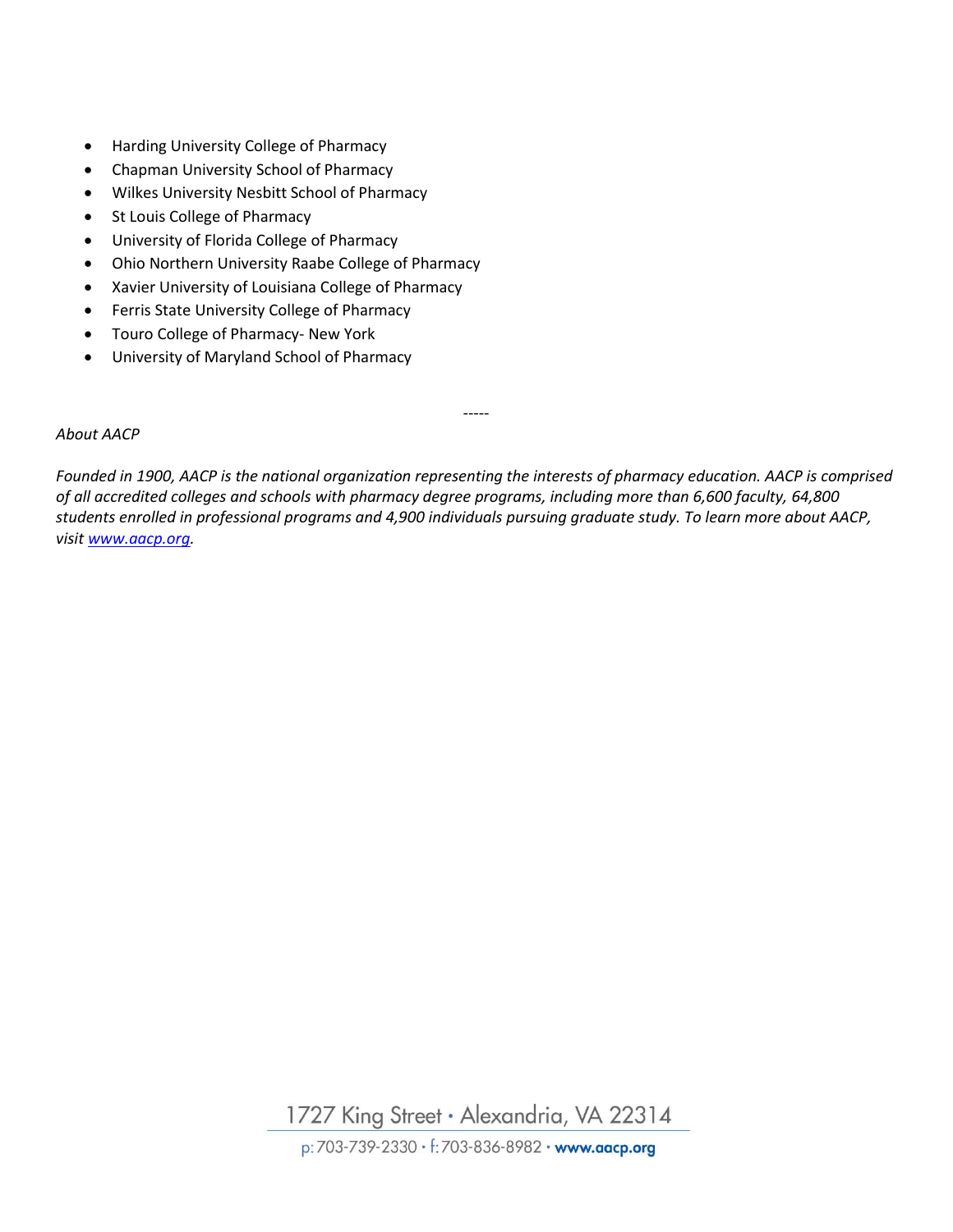- Harding University College of Pharmacy
- Chapman University School of Pharmacy
- Wilkes University Nesbitt School of Pharmacy
- St Louis College of Pharmacy
- University of Florida College of Pharmacy
- Ohio Northern University Raabe College of Pharmacy
- Xavier University of Louisiana College of Pharmacy
- Ferris State University College of Pharmacy
- Touro College of Pharmacy- New York
- University of Maryland School of Pharmacy

-----

*About AACP*

*Founded in 1900, AACP is the national organization representing the interests of pharmacy education. AACP is comprised of all accredited colleges and schools with pharmacy degree programs, including more than 6,600 faculty, 64,800 students enrolled in professional programs and 4,900 individuals pursuing graduate study. To learn more about AACP, visit [www.aacp.org](http://www.aacp.org).*

1727 King Street • Alexandria, VA 22314

p: 703-739-2330 • f: 703-836-8982 • **www.aacp.org**